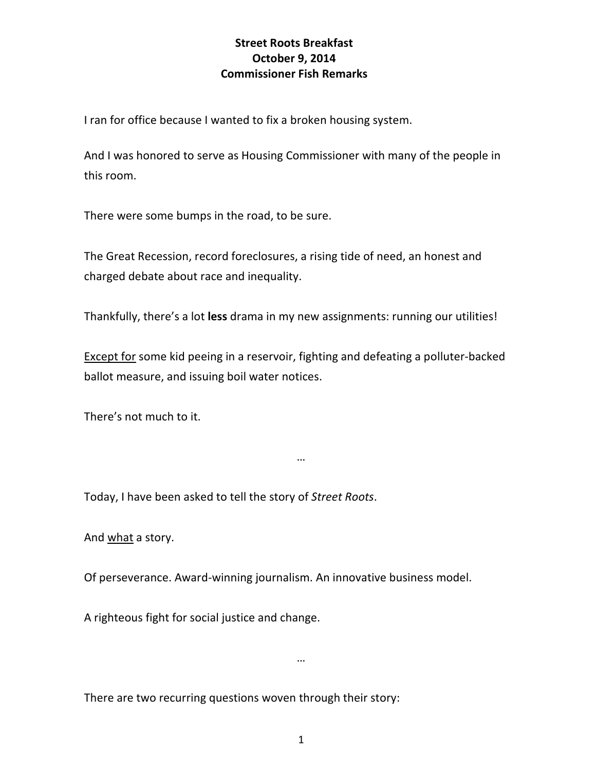**Street Roots Breakfast**
**October 9, 2014**
**Commissioner Fish Remarks**

I ran for office because I wanted to fix a broken housing system.

And I was honored to serve as Housing Commissioner with many of the people in this room.

There were some bumps in the road, to be sure.

The Great Recession, record foreclosures, a rising tide of need, an honest and charged debate about race and inequality.

Thankfully, there's a lot **less** drama in my new assignments: running our utilities!

<u>Except for</u> some kid peeing in a reservoir, fighting and defeating a polluter-backed ballot measure, and issuing boil water notices.

There's not much to it.

…

Today, I have been asked to tell the story of *Street Roots*.

And <u>what</u> a story.

Of perseverance. Award-winning journalism. An innovative business model.

A righteous fight for social justice and change.

…

There are two recurring questions woven through their story: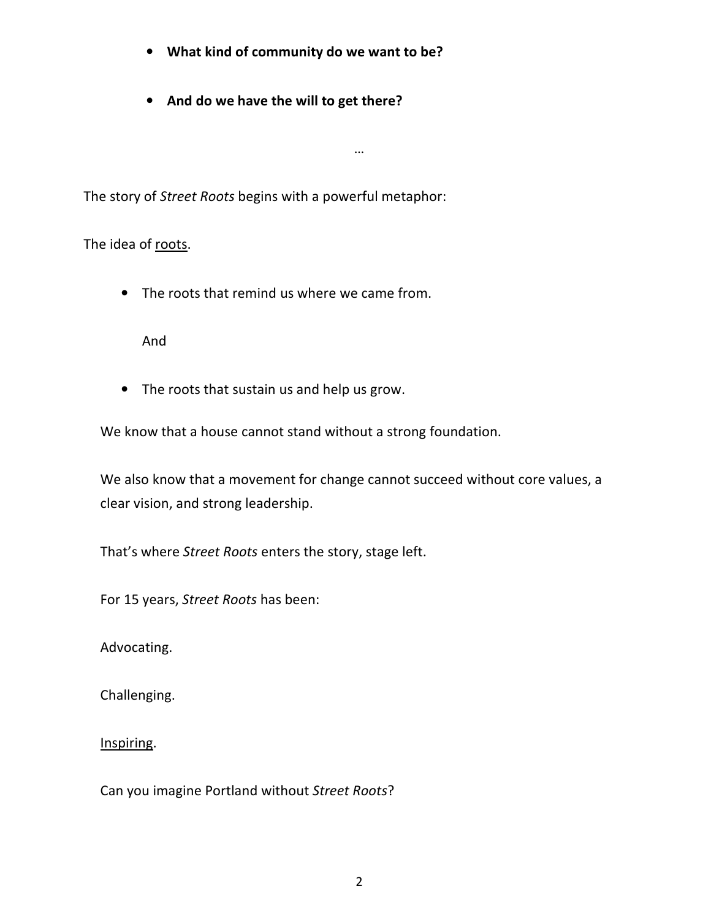- **What kind of community do we want to be?**

- **And do we have the will to get there?**

…

The story of *Street Roots* begins with a powerful metaphor:

The idea of <u>roots</u>.

- The roots that remind us where we came from.

  And

- The roots that sustain us and help us grow.

We know that a house cannot stand without a strong foundation.

We also know that a movement for change cannot succeed without core values, a clear vision, and strong leadership.

That's where *Street Roots* enters the story, stage left.

For 15 years, *Street Roots* has been:

Advocating.

Challenging.

<u>Inspiring</u>.

Can you imagine Portland without *Street Roots*?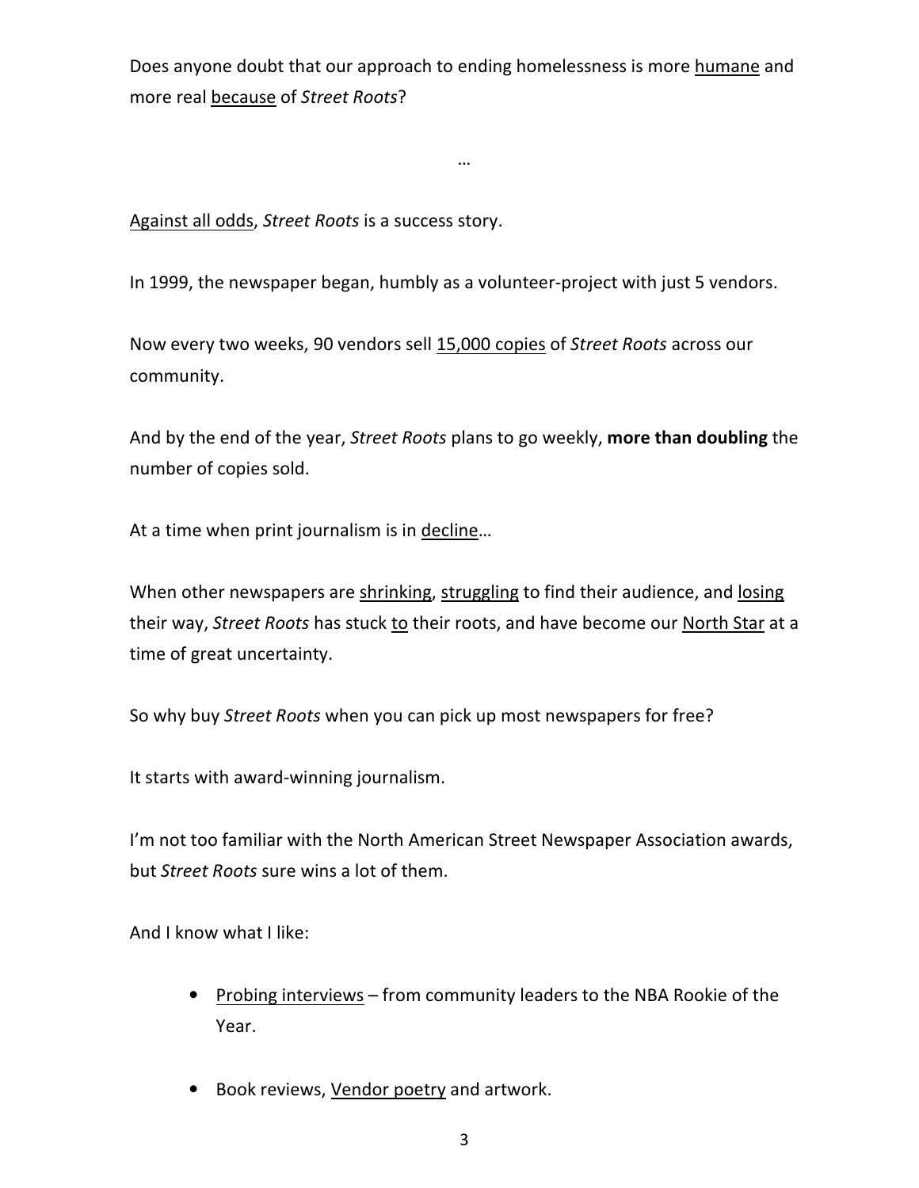Does anyone doubt that our approach to ending homelessness is more <u>humane</u> and more real <u>because</u> of *Street Roots*?

…

<u>Against all odds</u>, *Street Roots* is a success story.

In 1999, the newspaper began, humbly as a volunteer-project with just 5 vendors.

Now every two weeks, 90 vendors sell <u>15,000 copies</u> of *Street Roots* across our community.

And by the end of the year, *Street Roots* plans to go weekly, **more than doubling** the number of copies sold.

At a time when print journalism is in <u>decline</u>…

When other newspapers are <u>shrinking</u>, <u>struggling</u> to find their audience, and <u>losing</u> their way, *Street Roots* has stuck <u>to</u> their roots, and have become our <u>North Star</u> at a time of great uncertainty.

So why buy *Street Roots* when you can pick up most newspapers for free?

It starts with award-winning journalism.

I'm not too familiar with the North American Street Newspaper Association awards, but *Street Roots* sure wins a lot of them.

And I know what I like:

- <u>Probing interviews</u> – from community leaders to the NBA Rookie of the Year.
- Book reviews, <u>Vendor poetry</u> and artwork.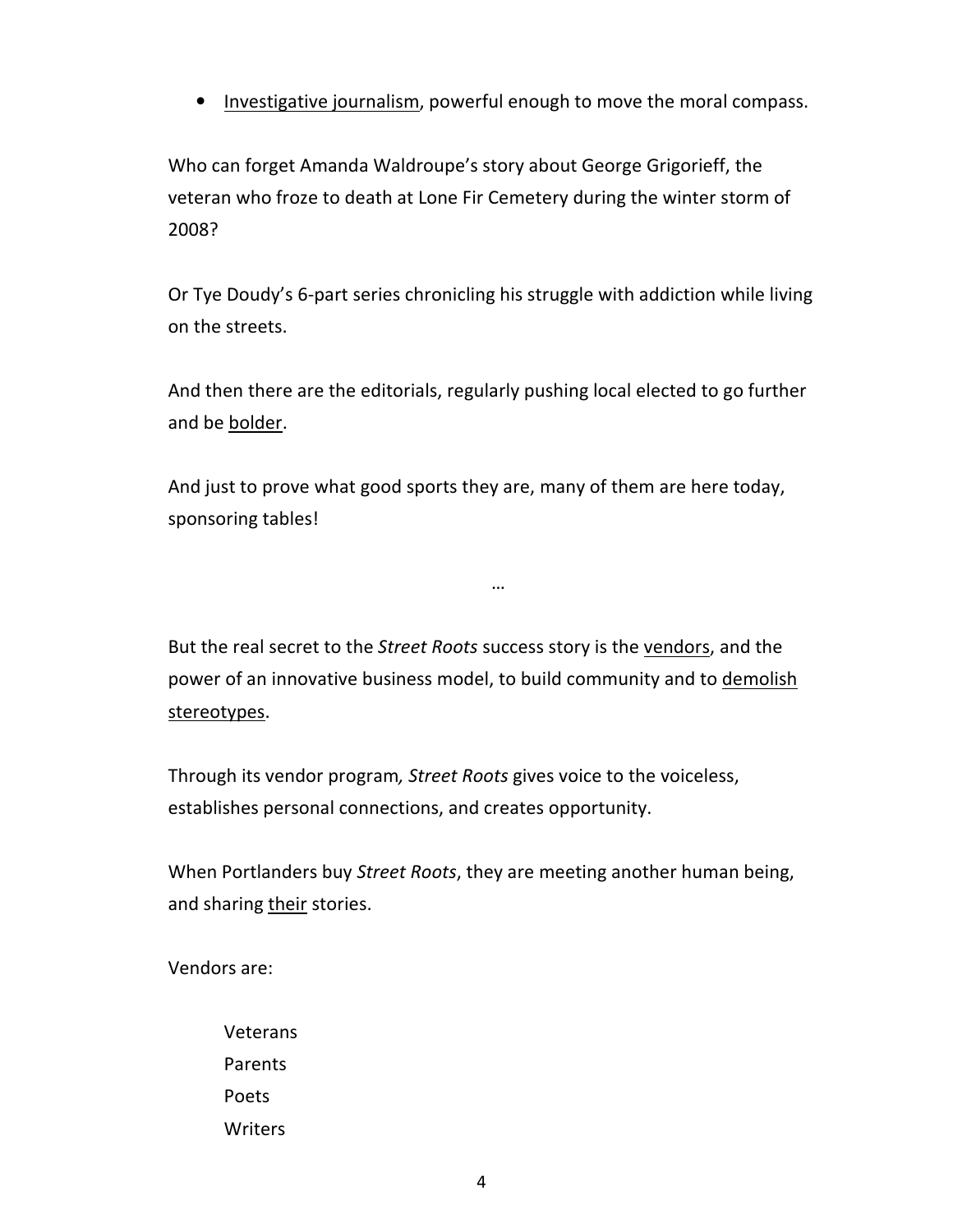- <u>Investigative journalism</u>, powerful enough to move the moral compass.

Who can forget Amanda Waldroupe's story about George Grigorieff, the veteran who froze to death at Lone Fir Cemetery during the winter storm of 2008?

Or Tye Doudy's 6-part series chronicling his struggle with addiction while living on the streets.

And then there are the editorials, regularly pushing local elected to go further and be <u>bolder</u>.

And just to prove what good sports they are, many of them are here today, sponsoring tables!

…

But the real secret to the *Street Roots* success story is the <u>vendors</u>, and the power of an innovative business model, to build community and to <u>demolish stereotypes</u>.

Through its vendor program, *Street Roots* gives voice to the voiceless, establishes personal connections, and creates opportunity.

When Portlanders buy *Street Roots*, they are meeting another human being, and sharing <u>their</u> stories.

Vendors are:

Veterans
Parents
Poets
Writers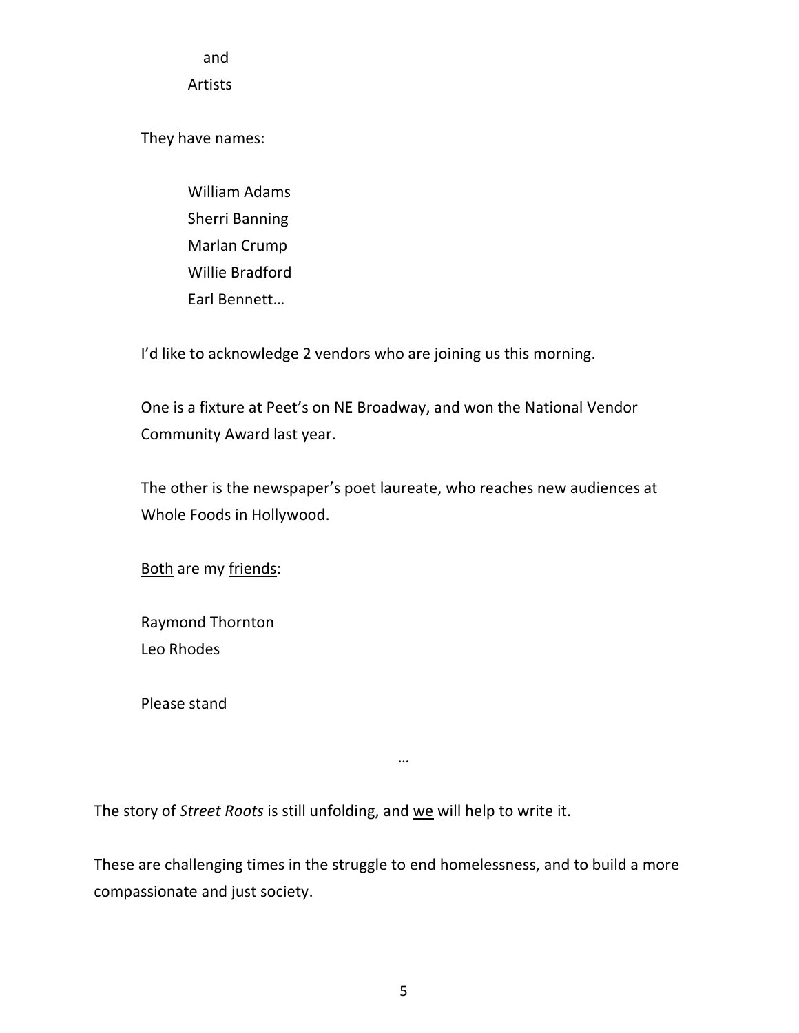and
Artists

They have names:

William Adams
Sherri Banning
Marlan Crump
Willie Bradford
Earl Bennett…

I'd like to acknowledge 2 vendors who are joining us this morning.

One is a fixture at Peet's on NE Broadway, and won the National Vendor Community Award last year.

The other is the newspaper's poet laureate, who reaches new audiences at Whole Foods in Hollywood.

<u>Both</u> are my <u>friends</u>:

Raymond Thornton
Leo Rhodes

Please stand

…

The story of *Street Roots* is still unfolding, and <u>we</u> will help to write it.

These are challenging times in the struggle to end homelessness, and to build a more compassionate and just society.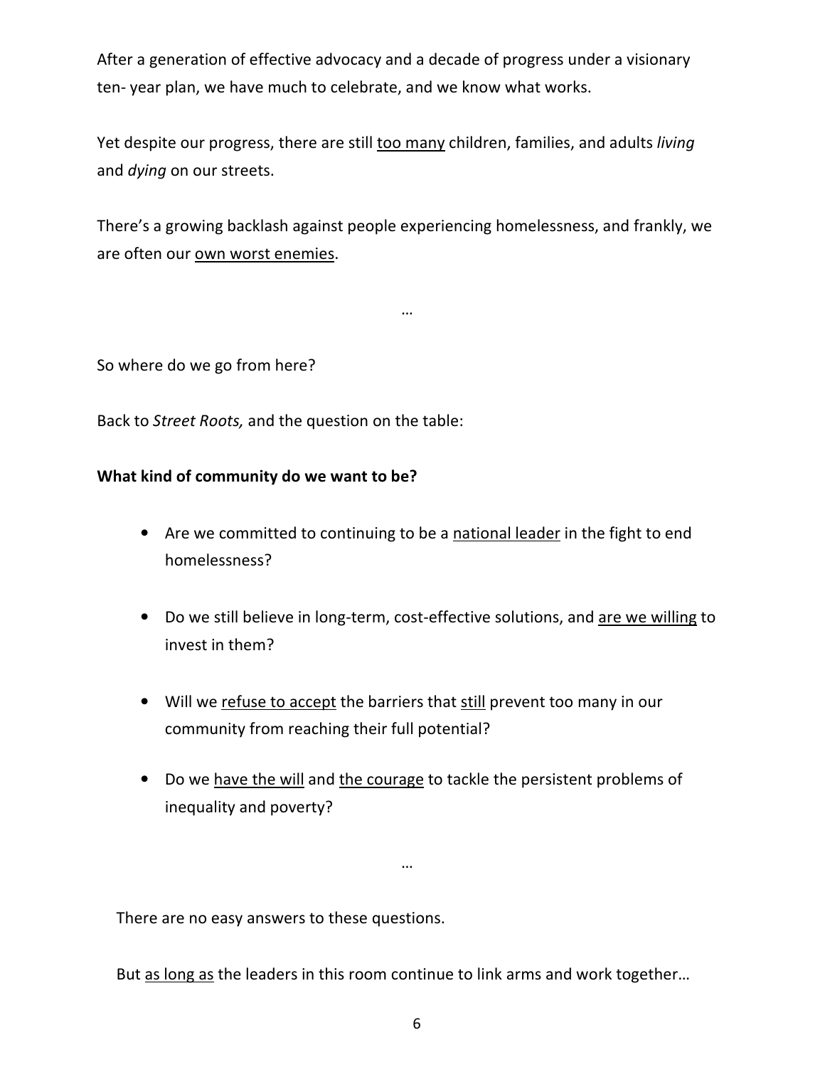After a generation of effective advocacy and a decade of progress under a visionary ten- year plan, we have much to celebrate, and we know what works.

Yet despite our progress, there are still <u>too many</u> children, families, and adults *living* and *dying* on our streets.

There's a growing backlash against people experiencing homelessness, and frankly, we are often our <u>own worst enemies</u>.

…

So where do we go from here?

Back to *Street Roots,* and the question on the table:

**What kind of community do we want to be?**

- Are we committed to continuing to be a <u>national leader</u> in the fight to end homelessness?
- Do we still believe in long-term, cost-effective solutions, and <u>are we willing</u> to invest in them?
- Will we <u>refuse to accept</u> the barriers that <u>still</u> prevent too many in our community from reaching their full potential?
- Do we <u>have the will</u> and <u>the courage</u> to tackle the persistent problems of inequality and poverty?

…

There are no easy answers to these questions.

But <u>as long as</u> the leaders in this room continue to link arms and work together…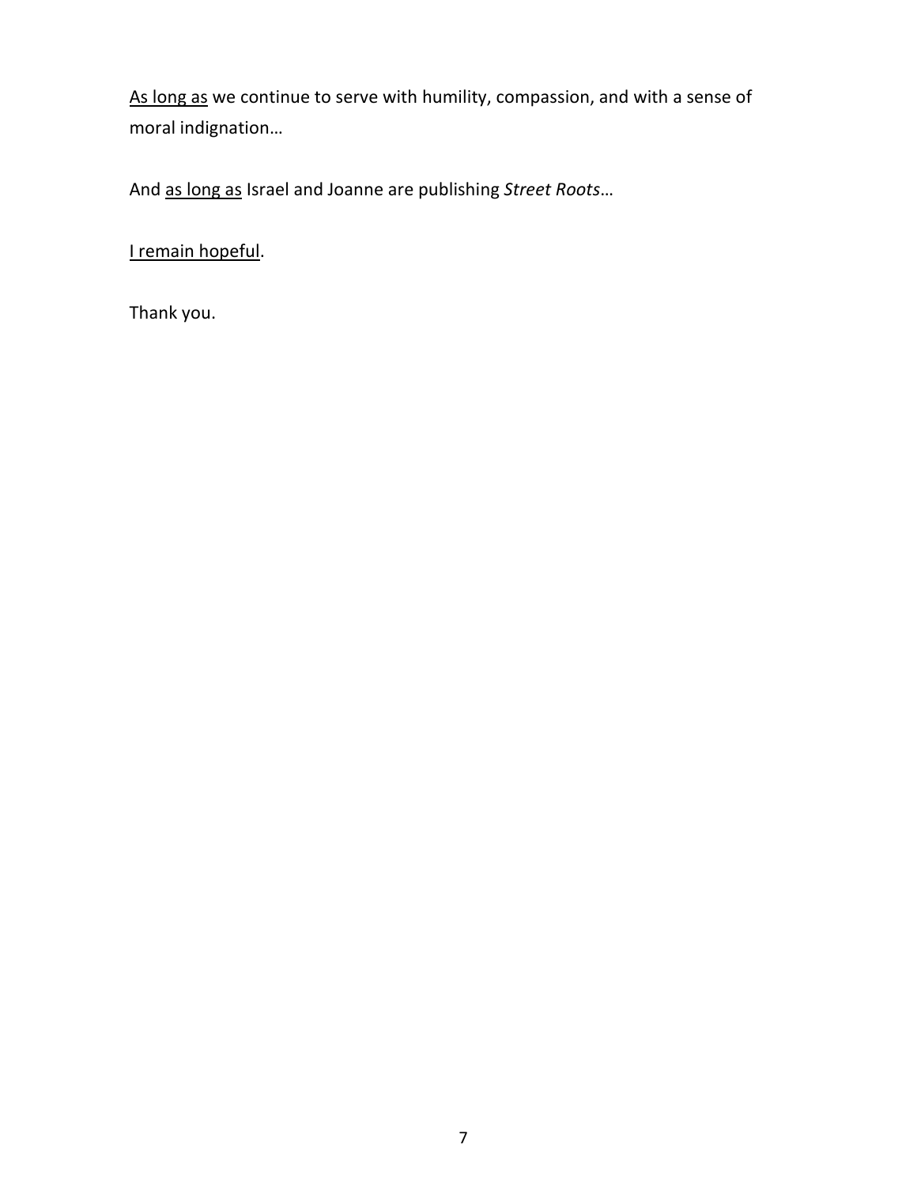<u>As long as</u> we continue to serve with humility, compassion, and with a sense of moral indignation…

And <u>as long as</u> Israel and Joanne are publishing *Street Roots*…

<u>I remain hopeful</u>.

Thank you.